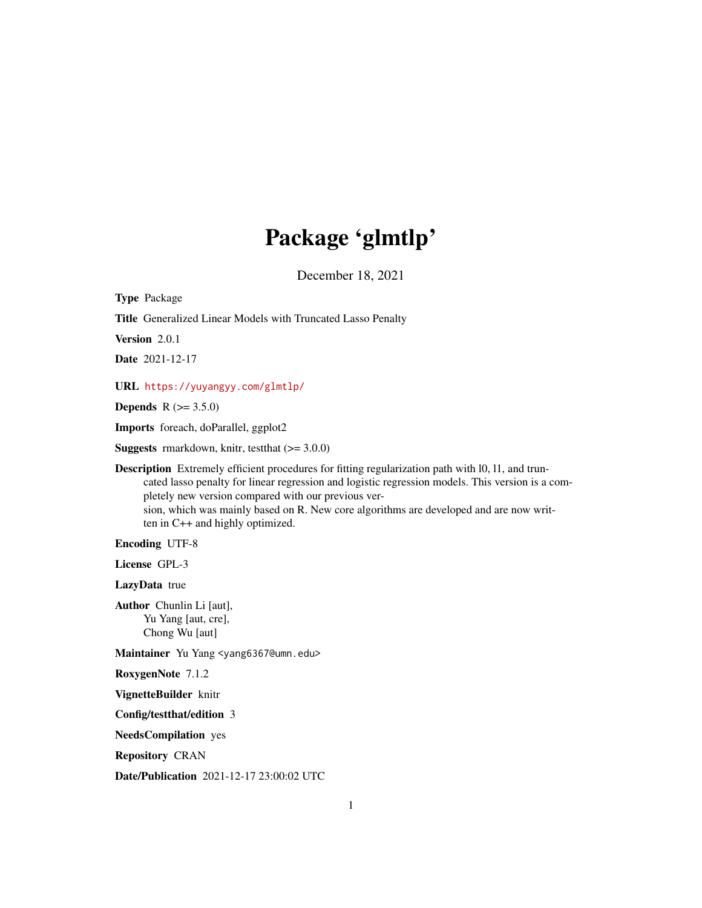# Package 'glmtlp'

December 18, 2021

**Type** Package

**Title** Generalized Linear Models with Truncated Lasso Penalty

**Version** 2.0.1

**Date** 2021-12-17

**URL** https://yuyangyy.com/glmtlp/

**Depends** R (>= 3.5.0)

**Imports** foreach, doParallel, ggplot2

**Suggests** rmarkdown, knitr, testthat (>= 3.0.0)

**Description** Extremely efficient procedures for fitting regularization path with l0, l1, and truncated lasso penalty for linear regression and logistic regression models. This version is a completely new version compared with our previous version, which was mainly based on R. New core algorithms are developed and are now written in C++ and highly optimized.

**Encoding** UTF-8

**License** GPL-3

**LazyData** true

**Author** Chunlin Li [aut],
Yu Yang [aut, cre],
Chong Wu [aut]

**Maintainer** Yu Yang <yang6367@umn.edu>

**RoxygenNote** 7.1.2

**VignetteBuilder** knitr

**Config/testthat/edition** 3

**NeedsCompilation** yes

**Repository** CRAN

**Date/Publication** 2021-12-17 23:00:02 UTC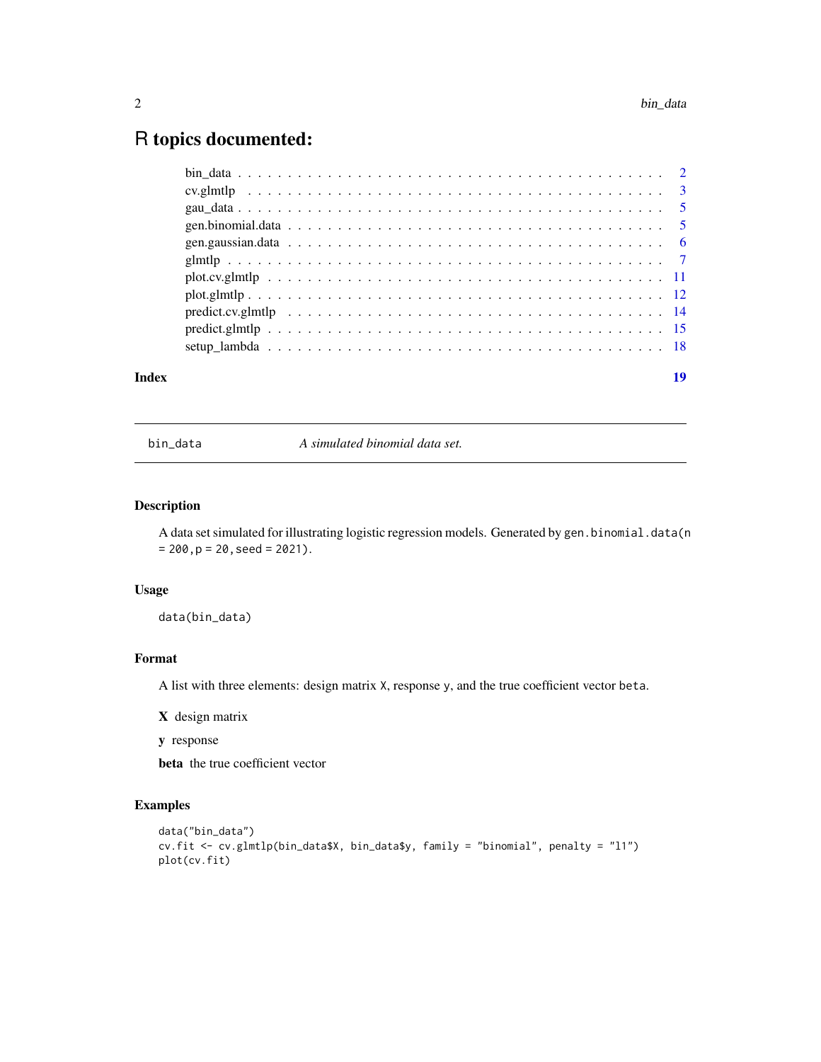# R topics documented:

| | |
|---|---|
| bin_data | 2 |
| cv.glmtlp | 3 |
| gau_data | 5 |
| gen.binomial.data | 5 |
| gen.gaussian.data | 6 |
| glmtlp | 7 |
| plot.cv.glmtlp | 11 |
| plot.glmtlp | 12 |
| predict.cv.glmtlp | 14 |
| predict.glmtlp | 15 |
| setup_lambda | 18 |
| **Index** | **19** |

---

## bin_data — *A simulated binomial data set.*

### Description

A data set simulated for illustrating logistic regression models. Generated by `gen.binomial.data(n = 200,p = 20,seed = 2021)`.

### Usage

```
data(bin_data)
```

### Format

A list with three elements: design matrix `X`, response `y`, and the true coefficient vector `beta`.

**X** design matrix

**y** response

**beta** the true coefficient vector

### Examples

```
data("bin_data")
cv.fit <- cv.glmtlp(bin_data$X, bin_data$y, family = "binomial", penalty = "l1")
plot(cv.fit)
```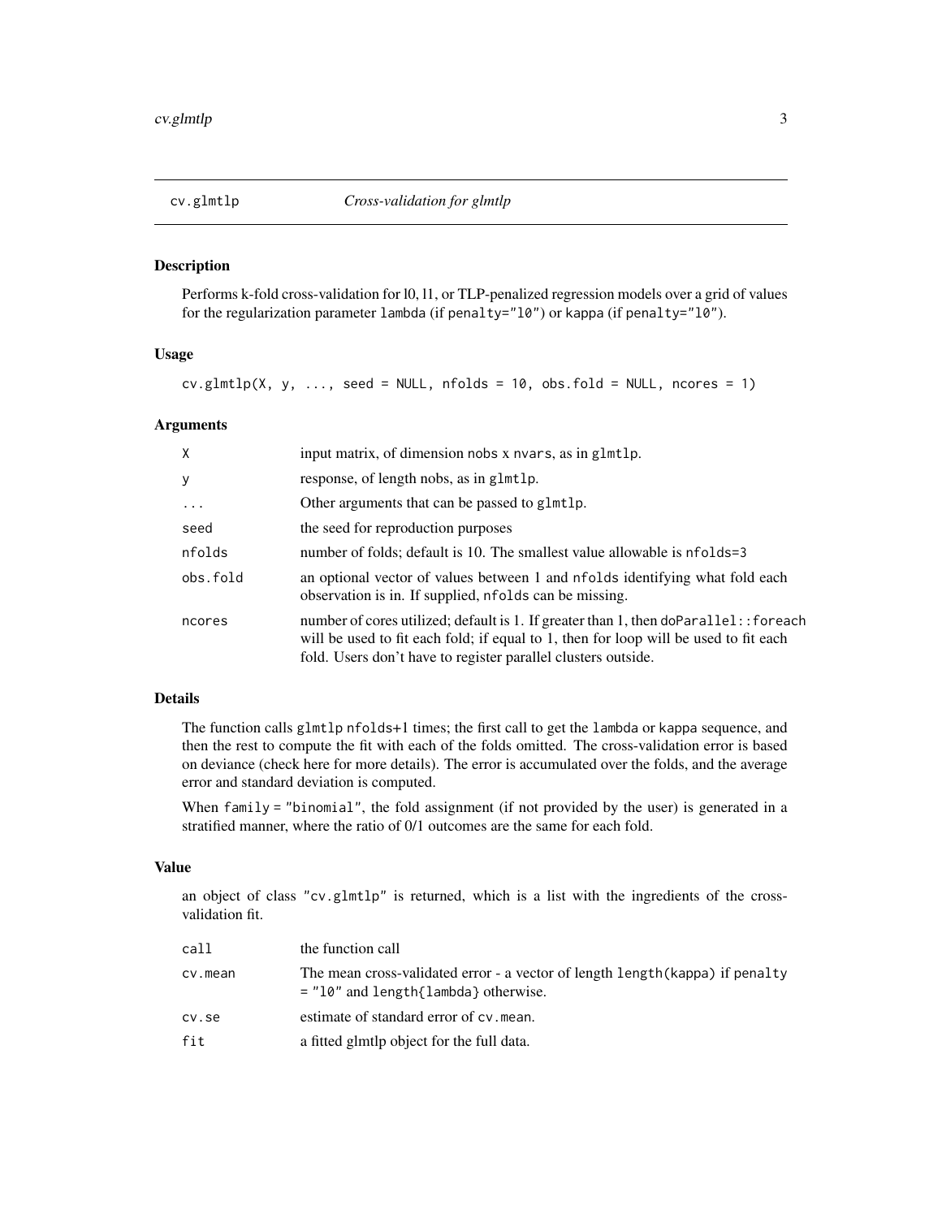## cv.glmtlp — *Cross-validation for glmtlp*

### Description

Performs k-fold cross-validation for l0, l1, or TLP-penalized regression models over a grid of values for the regularization parameter `lambda` (if `penalty="l0"`) or `kappa` (if `penalty="l0"`).

### Usage

```
cv.glmtlp(X, y, ..., seed = NULL, nfolds = 10, obs.fold = NULL, ncores = 1)
```

### Arguments

| | |
|---|---|
| `X` | input matrix, of dimension nobs x nvars, as in `glmtlp`. |
| `y` | response, of length nobs, as in `glmtlp`. |
| `...` | Other arguments that can be passed to `glmtlp`. |
| `seed` | the seed for reproduction purposes |
| `nfolds` | number of folds; default is 10. The smallest value allowable is `nfolds=3` |
| `obs.fold` | an optional vector of values between 1 and `nfolds` identifying what fold each observation is in. If supplied, `nfolds` can be missing. |
| `ncores` | number of cores utilized; default is 1. If greater than 1, then `doParallel::foreach` will be used to fit each fold; if equal to 1, then for loop will be used to fit each fold. Users don't have to register parallel clusters outside. |

### Details

The function calls `glmtlp` `nfolds+1` times; the first call to get the `lambda` or `kappa` sequence, and then the rest to compute the fit with each of the folds omitted. The cross-validation error is based on deviance (check here for more details). The error is accumulated over the folds, and the average error and standard deviation is computed.

When `family = "binomial"`, the fold assignment (if not provided by the user) is generated in a stratified manner, where the ratio of 0/1 outcomes are the same for each fold.

### Value

an object of class `"cv.glmtlp"` is returned, which is a list with the ingredients of the cross-validation fit.

| | |
|---|---|
| `call` | the function call |
| `cv.mean` | The mean cross-validated error - a vector of length `length(kappa)` if `penalty = "l0"` and `length{lambda}` otherwise. |
| `cv.se` | estimate of standard error of `cv.mean`. |
| `fit` | a fitted glmtlp object for the full data. |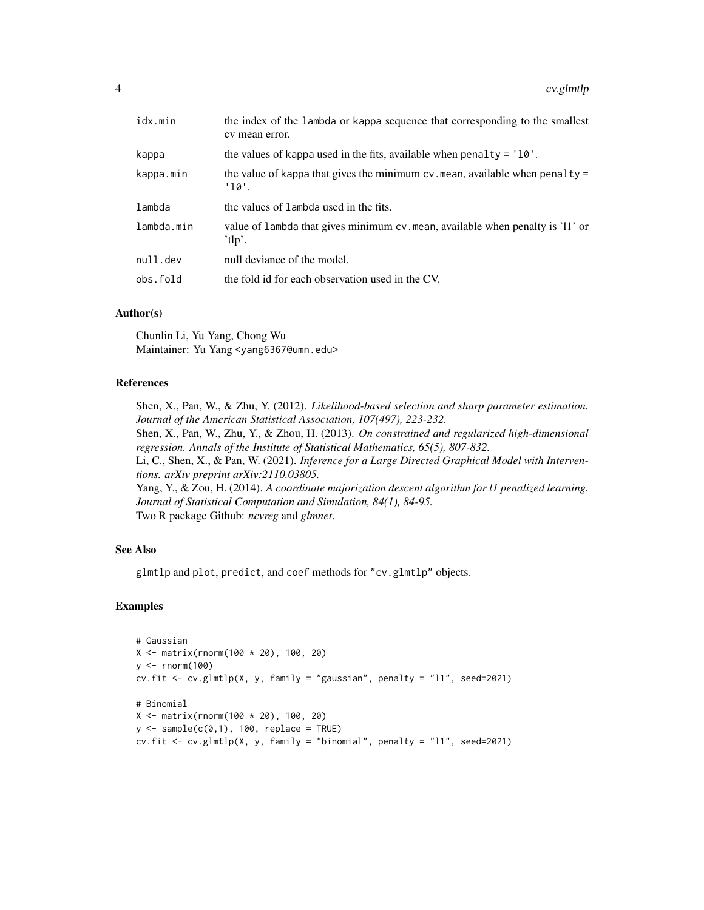| | |
|---|---|
| idx.min | the index of the lambda or kappa sequence that corresponding to the smallest cv mean error. |
| kappa | the values of kappa used in the fits, available when penalty = 'l0'. |
| kappa.min | the value of kappa that gives the minimum cv.mean, available when penalty = 'l0'. |
| lambda | the values of lambda used in the fits. |
| lambda.min | value of lambda that gives minimum cv.mean, available when penalty is 'l1' or 'tlp'. |
| null.dev | null deviance of the model. |
| obs.fold | the fold id for each observation used in the CV. |

## Author(s)

Chunlin Li, Yu Yang, Chong Wu
Maintainer: Yu Yang <yang6367@umn.edu>

## References

Shen, X., Pan, W., & Zhu, Y. (2012). *Likelihood-based selection and sharp parameter estimation. Journal of the American Statistical Association, 107(497), 223-232.*
Shen, X., Pan, W., Zhu, Y., & Zhou, H. (2013). *On constrained and regularized high-dimensional regression. Annals of the Institute of Statistical Mathematics, 65(5), 807-832.*
Li, C., Shen, X., & Pan, W. (2021). *Inference for a Large Directed Graphical Model with Interventions. arXiv preprint arXiv:2110.03805.*
Yang, Y., & Zou, H. (2014). *A coordinate majorization descent algorithm for l1 penalized learning. Journal of Statistical Computation and Simulation, 84(1), 84-95.*
Two R package Github: *ncvreg* and *glmnet*.

## See Also

glmtlp and plot, predict, and coef methods for "cv.glmtlp" objects.

## Examples

```
# Gaussian
X <- matrix(rnorm(100 * 20), 100, 20)
y <- rnorm(100)
cv.fit <- cv.glmtlp(X, y, family = "gaussian", penalty = "l1", seed=2021)

# Binomial
X <- matrix(rnorm(100 * 20), 100, 20)
y <- sample(c(0,1), 100, replace = TRUE)
cv.fit <- cv.glmtlp(X, y, family = "binomial", penalty = "l1", seed=2021)
```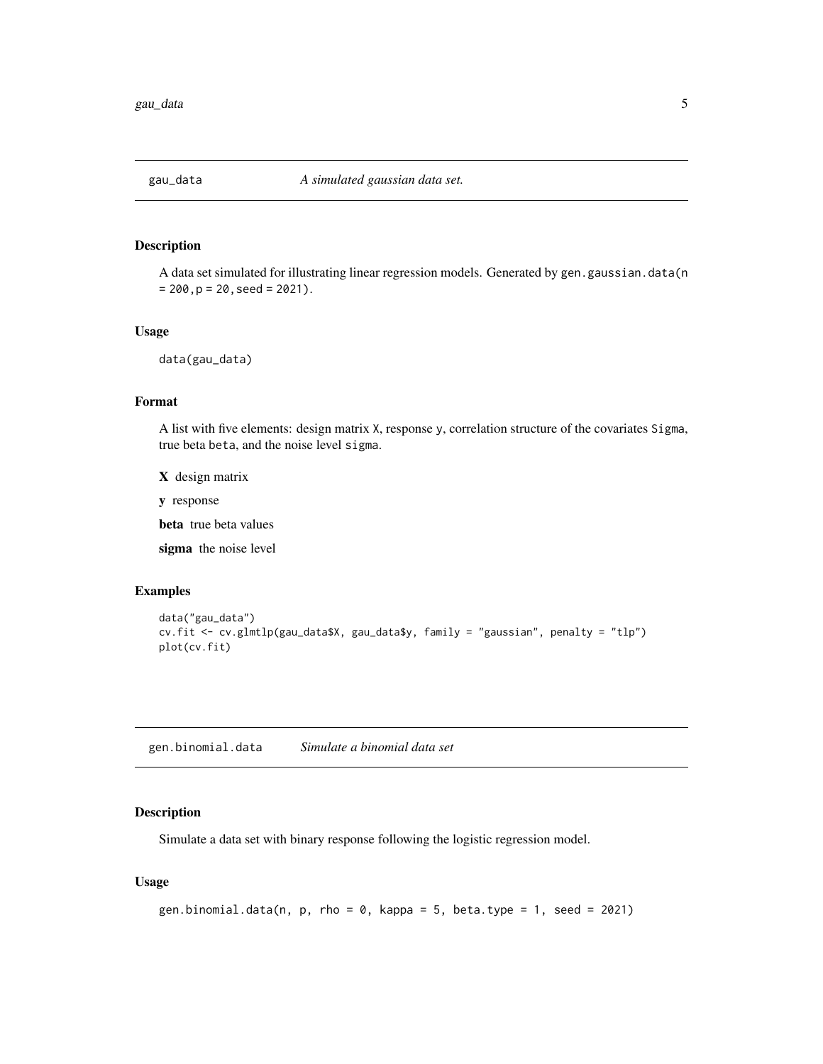## gau_data — *A simulated gaussian data set.*

### Description

A data set simulated for illustrating linear regression models. Generated by `gen.gaussian.data(n = 200,p = 20,seed = 2021)`.

### Usage

```
data(gau_data)
```

### Format

A list with five elements: design matrix `X`, response `y`, correlation structure of the covariates `Sigma`, true beta `beta`, and the noise level `sigma`.

**X** design matrix

**y** response

**beta** true beta values

**sigma** the noise level

### Examples

```
data("gau_data")
cv.fit <- cv.glmtlp(gau_data$X, gau_data$y, family = "gaussian", penalty = "tlp")
plot(cv.fit)
```

## gen.binomial.data — *Simulate a binomial data set*

### Description

Simulate a data set with binary response following the logistic regression model.

### Usage

```
gen.binomial.data(n, p, rho = 0, kappa = 5, beta.type = 1, seed = 2021)
```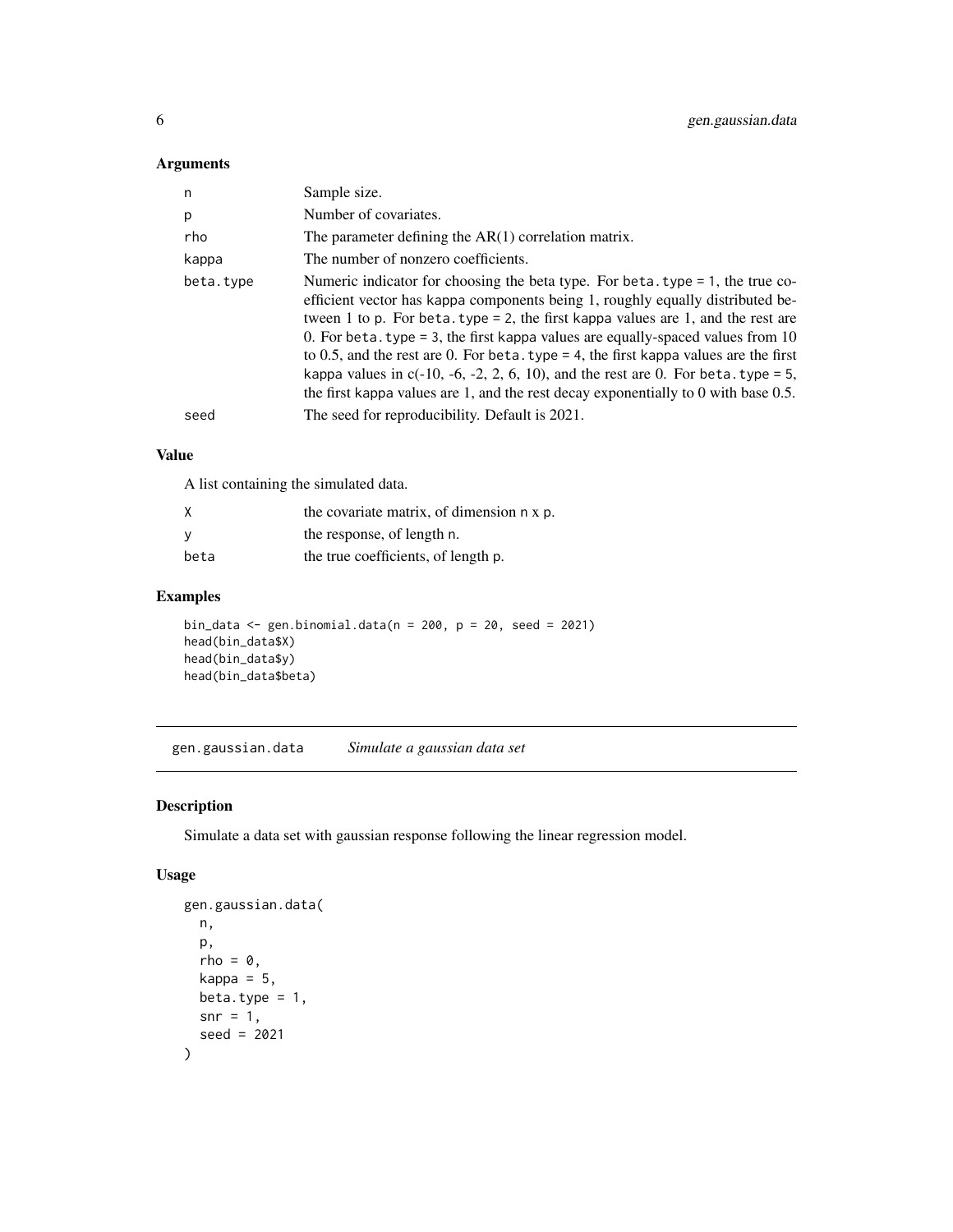### Arguments

| | |
|---|---|
| n | Sample size. |
| p | Number of covariates. |
| rho | The parameter defining the AR(1) correlation matrix. |
| kappa | The number of nonzero coefficients. |
| beta.type | Numeric indicator for choosing the beta type. For `beta.type = 1`, the true coefficient vector has kappa components being 1, roughly equally distributed between 1 to p. For `beta.type = 2`, the first kappa values are 1, and the rest are 0. For `beta.type = 3`, the first kappa values are equally-spaced values from 10 to 0.5, and the rest are 0. For `beta.type = 4`, the first kappa values are the first kappa values in c(-10, -6, -2, 2, 6, 10), and the rest are 0. For `beta.type = 5`, the first kappa values are 1, and the rest decay exponentially to 0 with base 0.5. |
| seed | The seed for reproducibility. Default is 2021. |

### Value

A list containing the simulated data.

| | |
|---|---|
| X | the covariate matrix, of dimension n x p. |
| y | the response, of length n. |
| beta | the true coefficients, of length p. |

### Examples

```
bin_data <- gen.binomial.data(n = 200, p = 20, seed = 2021)
head(bin_data$X)
head(bin_data$y)
head(bin_data$beta)
```

---

## gen.gaussian.data *Simulate a gaussian data set*

### Description

Simulate a data set with gaussian response following the linear regression model.

### Usage

```
gen.gaussian.data(
  n,
  p,
  rho = 0,
  kappa = 5,
  beta.type = 1,
  snr = 1,
  seed = 2021
)
```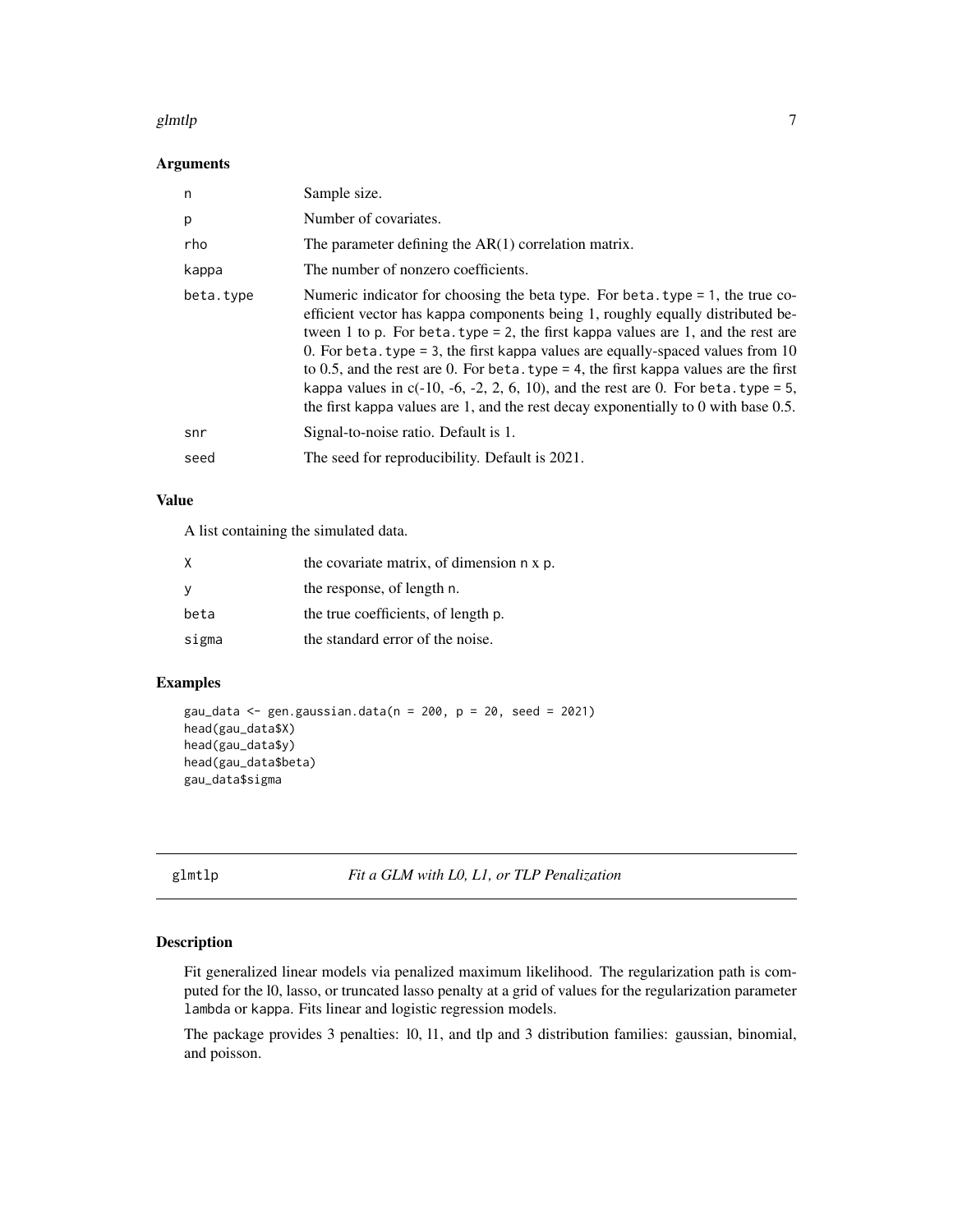### Arguments

| | |
|---|---|
| n | Sample size. |
| p | Number of covariates. |
| rho | The parameter defining the AR(1) correlation matrix. |
| kappa | The number of nonzero coefficients. |
| beta.type | Numeric indicator for choosing the beta type. For beta.type = 1, the true coefficient vector has kappa components being 1, roughly equally distributed between 1 to p. For beta.type = 2, the first kappa values are 1, and the rest are 0. For beta.type = 3, the first kappa values are equally-spaced values from 10 to 0.5, and the rest are 0. For beta.type = 4, the first kappa values are the first kappa values in c(-10, -6, -2, 2, 6, 10), and the rest are 0. For beta.type = 5, the first kappa values are 1, and the rest decay exponentially to 0 with base 0.5. |
| snr | Signal-to-noise ratio. Default is 1. |
| seed | The seed for reproducibility. Default is 2021. |

### Value

A list containing the simulated data.

| | |
|---|---|
| X | the covariate matrix, of dimension n x p. |
| y | the response, of length n. |
| beta | the true coefficients, of length p. |
| sigma | the standard error of the noise. |

### Examples

```
gau_data <- gen.gaussian.data(n = 200, p = 20, seed = 2021)
head(gau_data$X)
head(gau_data$y)
head(gau_data$beta)
gau_data$sigma
```

---

## glmtlp &nbsp;&nbsp;&nbsp;&nbsp; *Fit a GLM with L0, L1, or TLP Penalization*

---

### Description

Fit generalized linear models via penalized maximum likelihood. The regularization path is computed for the l0, lasso, or truncated lasso penalty at a grid of values for the regularization parameter lambda or kappa. Fits linear and logistic regression models.

The package provides 3 penalties: l0, l1, and tlp and 3 distribution families: gaussian, binomial, and poisson.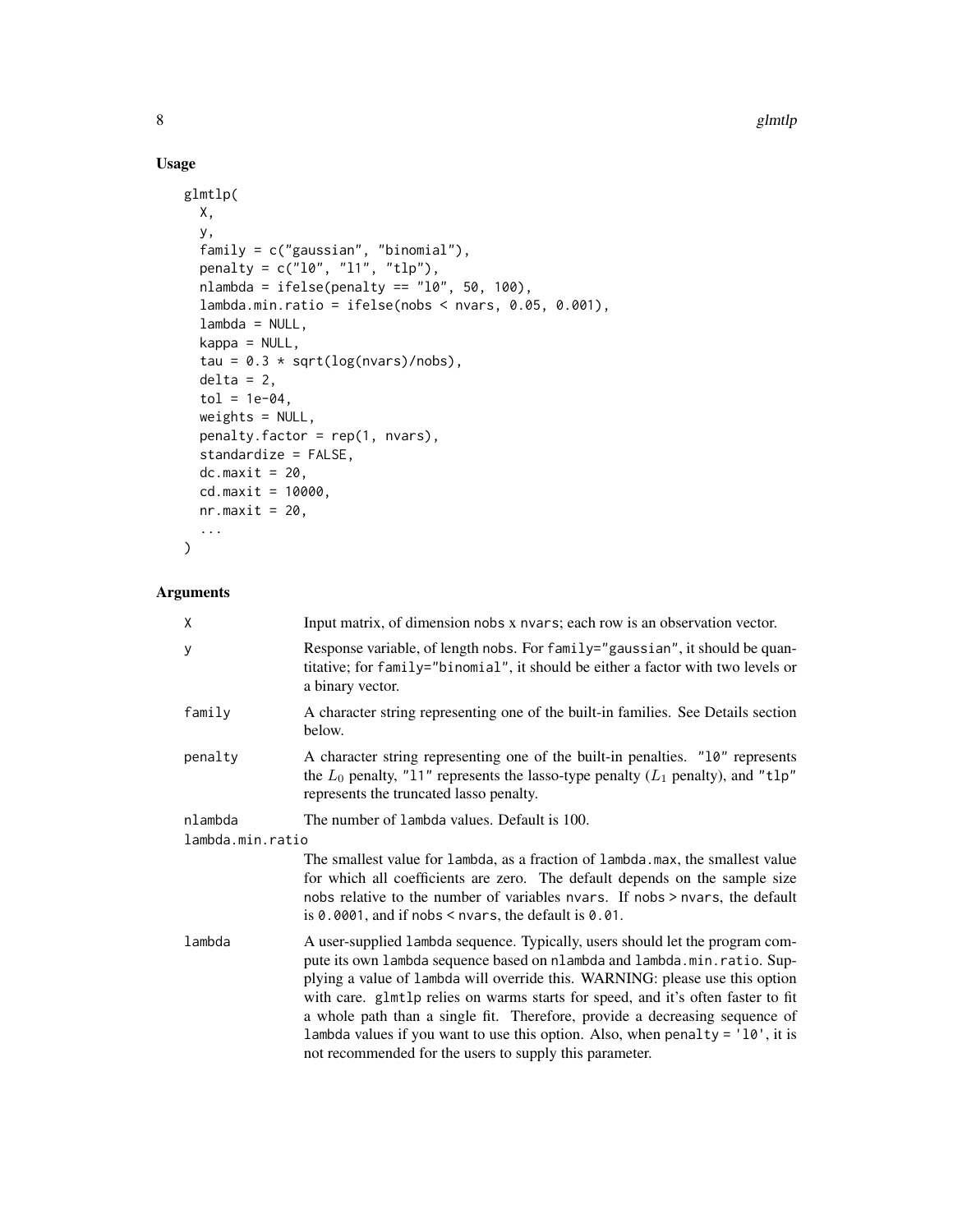## Usage

```
glmtlp(
  X,
  y,
  family = c("gaussian", "binomial"),
  penalty = c("l0", "l1", "tlp"),
  nlambda = ifelse(penalty == "l0", 50, 100),
  lambda.min.ratio = ifelse(nobs < nvars, 0.05, 0.001),
  lambda = NULL,
  kappa = NULL,
  tau = 0.3 * sqrt(log(nvars)/nobs),
  delta = 2,
  tol = 1e-04,
  weights = NULL,
  penalty.factor = rep(1, nvars),
  standardize = FALSE,
  dc.maxit = 20,
  cd.maxit = 10000,
  nr.maxit = 20,
  ...
)
```

## Arguments

| Argument | Description |
|---|---|
| X | Input matrix, of dimension nobs x nvars; each row is an observation vector. |
| y | Response variable, of length nobs. For family="gaussian", it should be quantitative; for family="binomial", it should be either a factor with two levels or a binary vector. |
| family | A character string representing one of the built-in families. See Details section below. |
| penalty | A character string representing one of the built-in penalties. "l0" represents the $L_0$ penalty, "l1" represents the lasso-type penalty ($L_1$ penalty), and "tlp" represents the truncated lasso penalty. |
| nlambda | The number of lambda values. Default is 100. |
| lambda.min.ratio | The smallest value for lambda, as a fraction of lambda.max, the smallest value for which all coefficients are zero. The default depends on the sample size nobs relative to the number of variables nvars. If nobs > nvars, the default is 0.0001, and if nobs < nvars, the default is 0.01. |
| lambda | A user-supplied lambda sequence. Typically, users should let the program compute its own lambda sequence based on nlambda and lambda.min.ratio. Supplying a value of lambda will override this. WARNING: please use this option with care. glmtlp relies on warms starts for speed, and it's often faster to fit a whole path than a single fit. Therefore, provide a decreasing sequence of lambda values if you want to use this option. Also, when penalty = 'l0', it is not recommended for the users to supply this parameter. |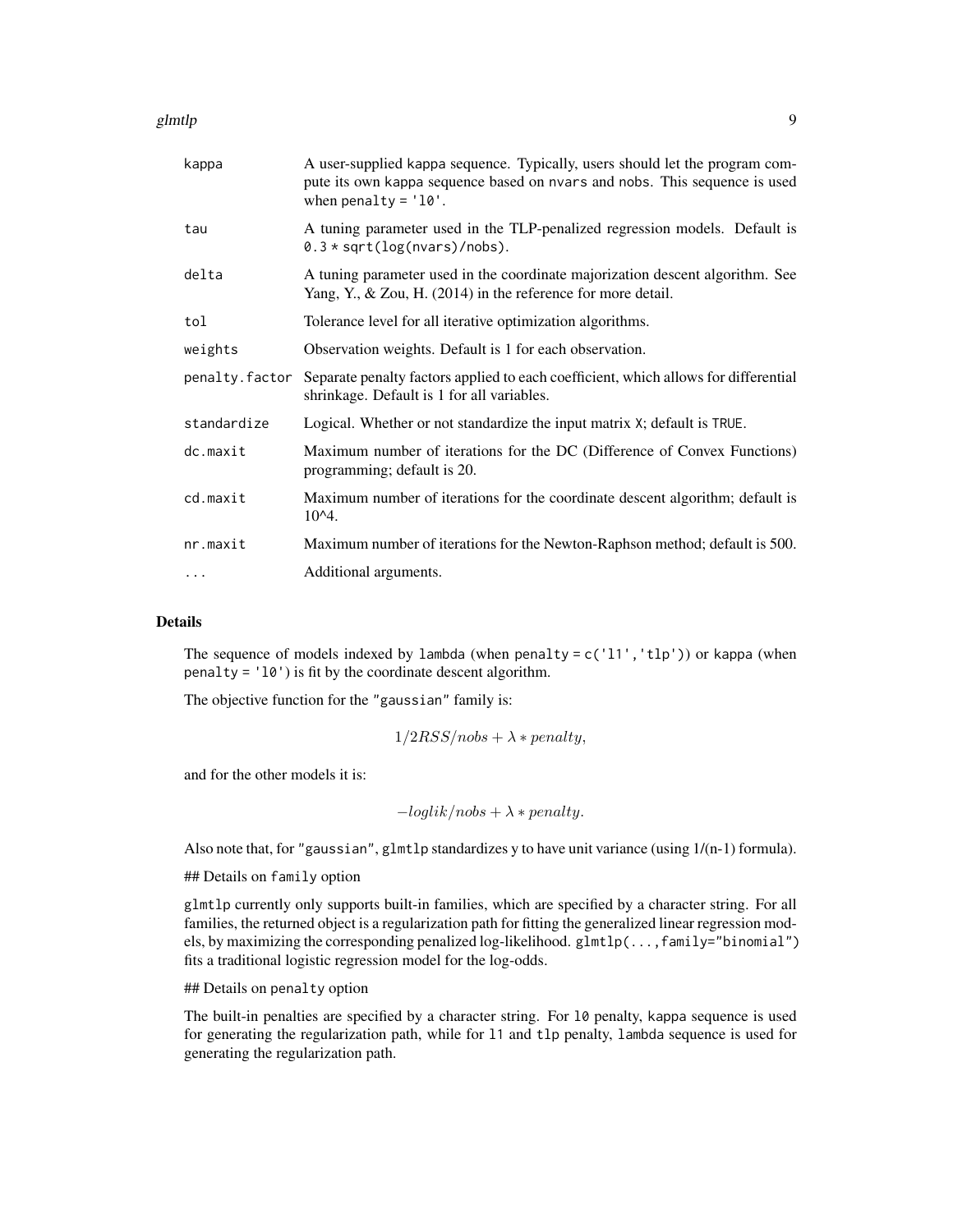| | |
|---|---|
| kappa | A user-supplied kappa sequence. Typically, users should let the program compute its own kappa sequence based on nvars and nobs. This sequence is used when penalty = '10'. |
| tau | A tuning parameter used in the TLP-penalized regression models. Default is 0.3 * sqrt(log(nvars)/nobs). |
| delta | A tuning parameter used in the coordinate majorization descent algorithm. See Yang, Y., & Zou, H. (2014) in the reference for more detail. |
| tol | Tolerance level for all iterative optimization algorithms. |
| weights | Observation weights. Default is 1 for each observation. |
| penalty.factor | Separate penalty factors applied to each coefficient, which allows for differential shrinkage. Default is 1 for all variables. |
| standardize | Logical. Whether or not standardize the input matrix X; default is TRUE. |
| dc.maxit | Maximum number of iterations for the DC (Difference of Convex Functions) programming; default is 20. |
| cd.maxit | Maximum number of iterations for the coordinate descent algorithm; default is 10^4. |
| nr.maxit | Maximum number of iterations for the Newton-Raphson method; default is 500. |
| ... | Additional arguments. |

## Details

The sequence of models indexed by lambda (when penalty = c('l1','tlp')) or kappa (when penalty = 'l0') is fit by the coordinate descent algorithm.

The objective function for the "gaussian" family is:

$$1/2RSS/nobs + \lambda * penalty,$$

and for the other models it is:

$$-loglik/nobs + \lambda * penalty.$$

Also note that, for "gaussian", glmtlp standardizes y to have unit variance (using 1/(n-1) formula).

## Details on family option

glmtlp currently only supports built-in families, which are specified by a character string. For all families, the returned object is a regularization path for fitting the generalized linear regression models, by maximizing the corresponding penalized log-likelihood. glmtlp(...,family="binomial") fits a traditional logistic regression model for the log-odds.

## Details on penalty option

The built-in penalties are specified by a character string. For l0 penalty, kappa sequence is used for generating the regularization path, while for l1 and tlp penalty, lambda sequence is used for generating the regularization path.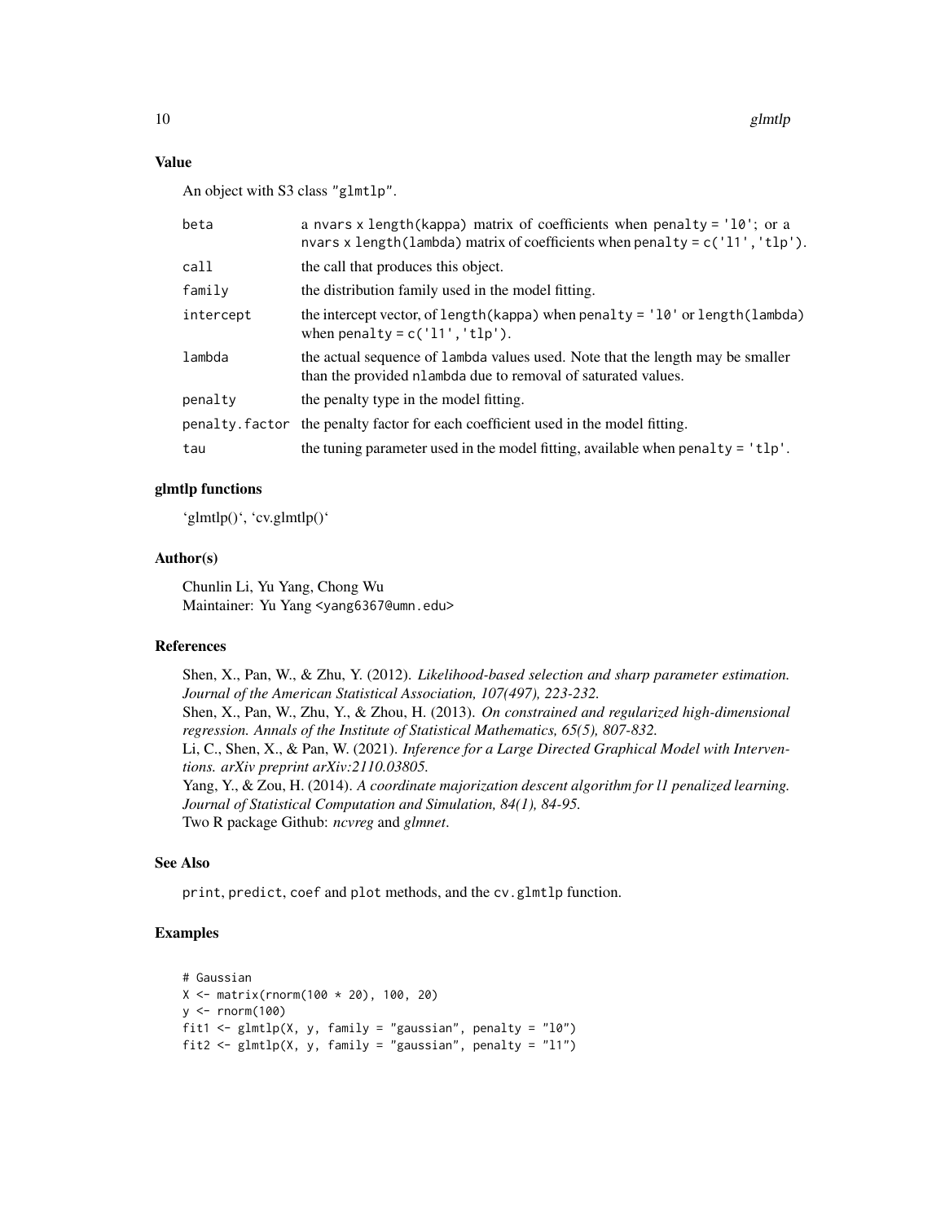## Value

An object with S3 class "glmtlp".

| | |
|---|---|
| beta | a nvars x length(kappa) matrix of coefficients when penalty = 'l0'; or a nvars x length(lambda) matrix of coefficients when penalty = c('l1','tlp'). |
| call | the call that produces this object. |
| family | the distribution family used in the model fitting. |
| intercept | the intercept vector, of length(kappa) when penalty = 'l0' or length(lambda) when penalty = c('l1','tlp'). |
| lambda | the actual sequence of lambda values used. Note that the length may be smaller than the provided nlambda due to removal of saturated values. |
| penalty | the penalty type in the model fitting. |
| penalty.factor | the penalty factor for each coefficient used in the model fitting. |
| tau | the tuning parameter used in the model fitting, available when penalty = 'tlp'. |

## glmtlp functions

'glmtlp()', 'cv.glmtlp()'

## Author(s)

Chunlin Li, Yu Yang, Chong Wu
Maintainer: Yu Yang <yang6367@umn.edu>

## References

Shen, X., Pan, W., & Zhu, Y. (2012). *Likelihood-based selection and sharp parameter estimation. Journal of the American Statistical Association, 107(497), 223-232.*
Shen, X., Pan, W., Zhu, Y., & Zhou, H. (2013). *On constrained and regularized high-dimensional regression. Annals of the Institute of Statistical Mathematics, 65(5), 807-832.*
Li, C., Shen, X., & Pan, W. (2021). *Inference for a Large Directed Graphical Model with Interventions. arXiv preprint arXiv:2110.03805.*
Yang, Y., & Zou, H. (2014). *A coordinate majorization descent algorithm for l1 penalized learning. Journal of Statistical Computation and Simulation, 84(1), 84-95.*
Two R package Github: *ncvreg* and *glmnet*.

## See Also

print, predict, coef and plot methods, and the cv.glmtlp function.

## Examples

```
# Gaussian
X <- matrix(rnorm(100 * 20), 100, 20)
y <- rnorm(100)
fit1 <- glmtlp(X, y, family = "gaussian", penalty = "l0")
fit2 <- glmtlp(X, y, family = "gaussian", penalty = "l1")
```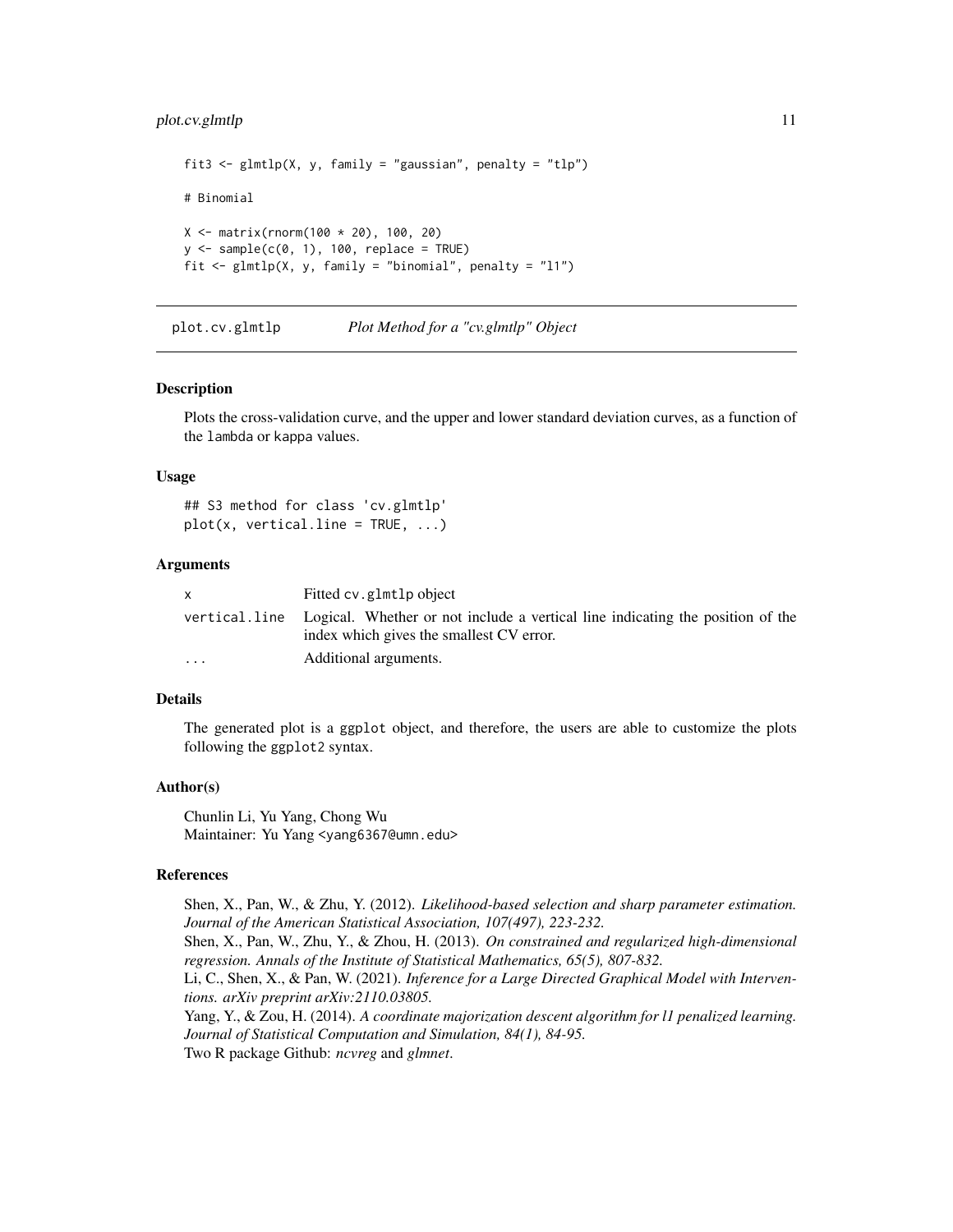```
fit3 <- glmtlp(X, y, family = "gaussian", penalty = "tlp")

# Binomial

X <- matrix(rnorm(100 * 20), 100, 20)
y <- sample(c(0, 1), 100, replace = TRUE)
fit <- glmtlp(X, y, family = "binomial", penalty = "l1")
```

## plot.cv.glmtlp — *Plot Method for a "cv.glmtlp" Object*

### Description

Plots the cross-validation curve, and the upper and lower standard deviation curves, as a function of the `lambda` or `kappa` values.

### Usage

```
## S3 method for class 'cv.glmtlp'
plot(x, vertical.line = TRUE, ...)
```

### Arguments

| | |
|---|---|
| x | Fitted `cv.glmtlp` object |
| vertical.line | Logical. Whether or not include a vertical line indicating the position of the index which gives the smallest CV error. |
| ... | Additional arguments. |

### Details

The generated plot is a `ggplot` object, and therefore, the users are able to customize the plots following the `ggplot2` syntax.

### Author(s)

Chunlin Li, Yu Yang, Chong Wu
Maintainer: Yu Yang <yang6367@umn.edu>

### References

Shen, X., Pan, W., & Zhu, Y. (2012). *Likelihood-based selection and sharp parameter estimation. Journal of the American Statistical Association, 107(497), 223-232.*
Shen, X., Pan, W., Zhu, Y., & Zhou, H. (2013). *On constrained and regularized high-dimensional regression. Annals of the Institute of Statistical Mathematics, 65(5), 807-832.*
Li, C., Shen, X., & Pan, W. (2021). *Inference for a Large Directed Graphical Model with Interventions. arXiv preprint arXiv:2110.03805.*
Yang, Y., & Zou, H. (2014). *A coordinate majorization descent algorithm for l1 penalized learning. Journal of Statistical Computation and Simulation, 84(1), 84-95.*
Two R package Github: *ncvreg* and *glmnet*.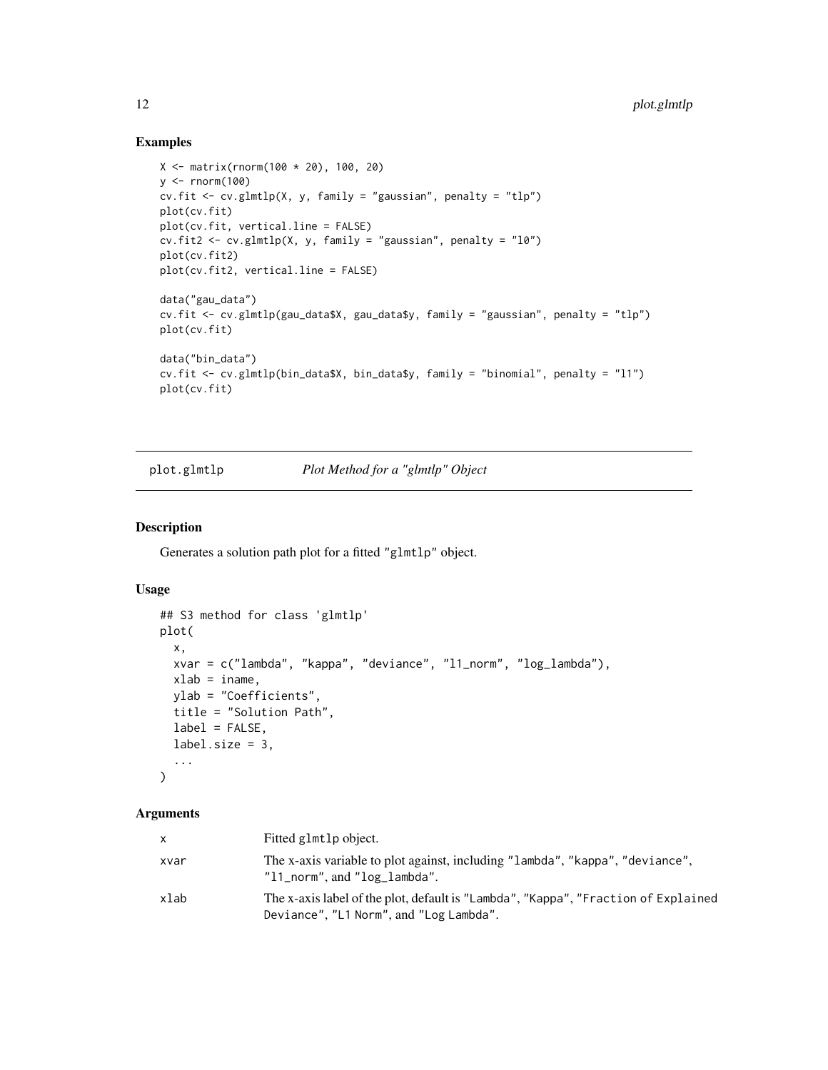## Examples

```
X <- matrix(rnorm(100 * 20), 100, 20)
y <- rnorm(100)
cv.fit <- cv.glmtlp(X, y, family = "gaussian", penalty = "tlp")
plot(cv.fit)
plot(cv.fit, vertical.line = FALSE)
cv.fit2 <- cv.glmtlp(X, y, family = "gaussian", penalty = "l0")
plot(cv.fit2)
plot(cv.fit2, vertical.line = FALSE)

data("gau_data")
cv.fit <- cv.glmtlp(gau_data$X, gau_data$y, family = "gaussian", penalty = "tlp")
plot(cv.fit)

data("bin_data")
cv.fit <- cv.glmtlp(bin_data$X, bin_data$y, family = "binomial", penalty = "l1")
plot(cv.fit)
```

---

# plot.glmtlp — *Plot Method for a "glmtlp" Object*

## Description

Generates a solution path plot for a fitted "glmtlp" object.

## Usage

```
## S3 method for class 'glmtlp'
plot(
  x,
  xvar = c("lambda", "kappa", "deviance", "l1_norm", "log_lambda"),
  xlab = iname,
  ylab = "Coefficients",
  title = "Solution Path",
  label = FALSE,
  label.size = 3,
  ...
)
```

## Arguments

| | |
|---|---|
| x | Fitted glmtlp object. |
| xvar | The x-axis variable to plot against, including "lambda", "kappa", "deviance", "l1_norm", and "log_lambda". |
| xlab | The x-axis label of the plot, default is "Lambda", "Kappa", "Fraction of Explained Deviance", "L1 Norm", and "Log Lambda". |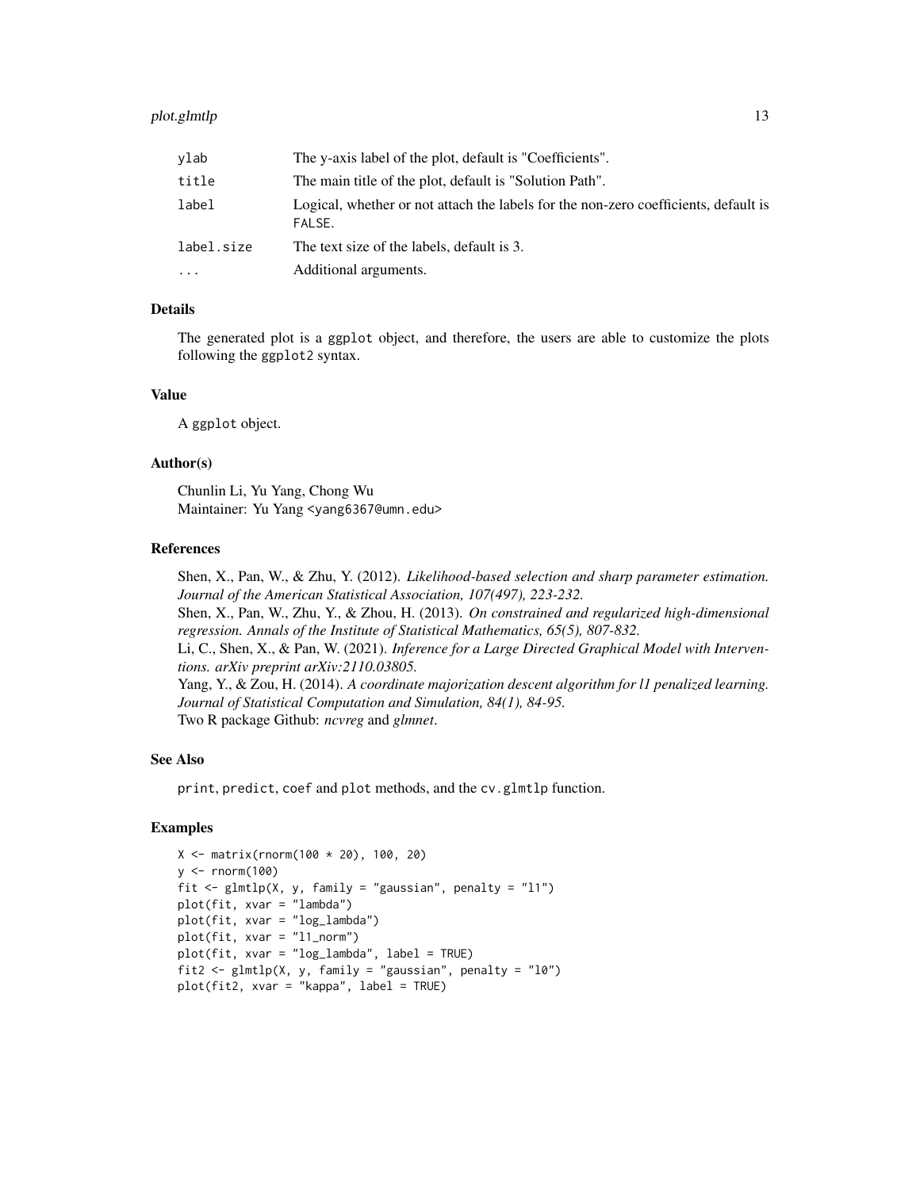| | |
|---|---|
| ylab | The y-axis label of the plot, default is "Coefficients". |
| title | The main title of the plot, default is "Solution Path". |
| label | Logical, whether or not attach the labels for the non-zero coefficients, default is FALSE. |
| label.size | The text size of the labels, default is 3. |
| ... | Additional arguments. |

## Details

The generated plot is a ggplot object, and therefore, the users are able to customize the plots following the ggplot2 syntax.

## Value

A ggplot object.

## Author(s)

Chunlin Li, Yu Yang, Chong Wu
Maintainer: Yu Yang <yang6367@umn.edu>

## References

Shen, X., Pan, W., & Zhu, Y. (2012). *Likelihood-based selection and sharp parameter estimation. Journal of the American Statistical Association, 107(497), 223-232.*
Shen, X., Pan, W., Zhu, Y., & Zhou, H. (2013). *On constrained and regularized high-dimensional regression. Annals of the Institute of Statistical Mathematics, 65(5), 807-832.*
Li, C., Shen, X., & Pan, W. (2021). *Inference for a Large Directed Graphical Model with Interventions. arXiv preprint arXiv:2110.03805.*
Yang, Y., & Zou, H. (2014). *A coordinate majorization descent algorithm for l1 penalized learning. Journal of Statistical Computation and Simulation, 84(1), 84-95.*
Two R package Github: *ncvreg* and *glmnet*.

## See Also

print, predict, coef and plot methods, and the cv.glmtlp function.

## Examples

```
X <- matrix(rnorm(100 * 20), 100, 20)
y <- rnorm(100)
fit <- glmtlp(X, y, family = "gaussian", penalty = "l1")
plot(fit, xvar = "lambda")
plot(fit, xvar = "log_lambda")
plot(fit, xvar = "l1_norm")
plot(fit, xvar = "log_lambda", label = TRUE)
fit2 <- glmtlp(X, y, family = "gaussian", penalty = "l0")
plot(fit2, xvar = "kappa", label = TRUE)
```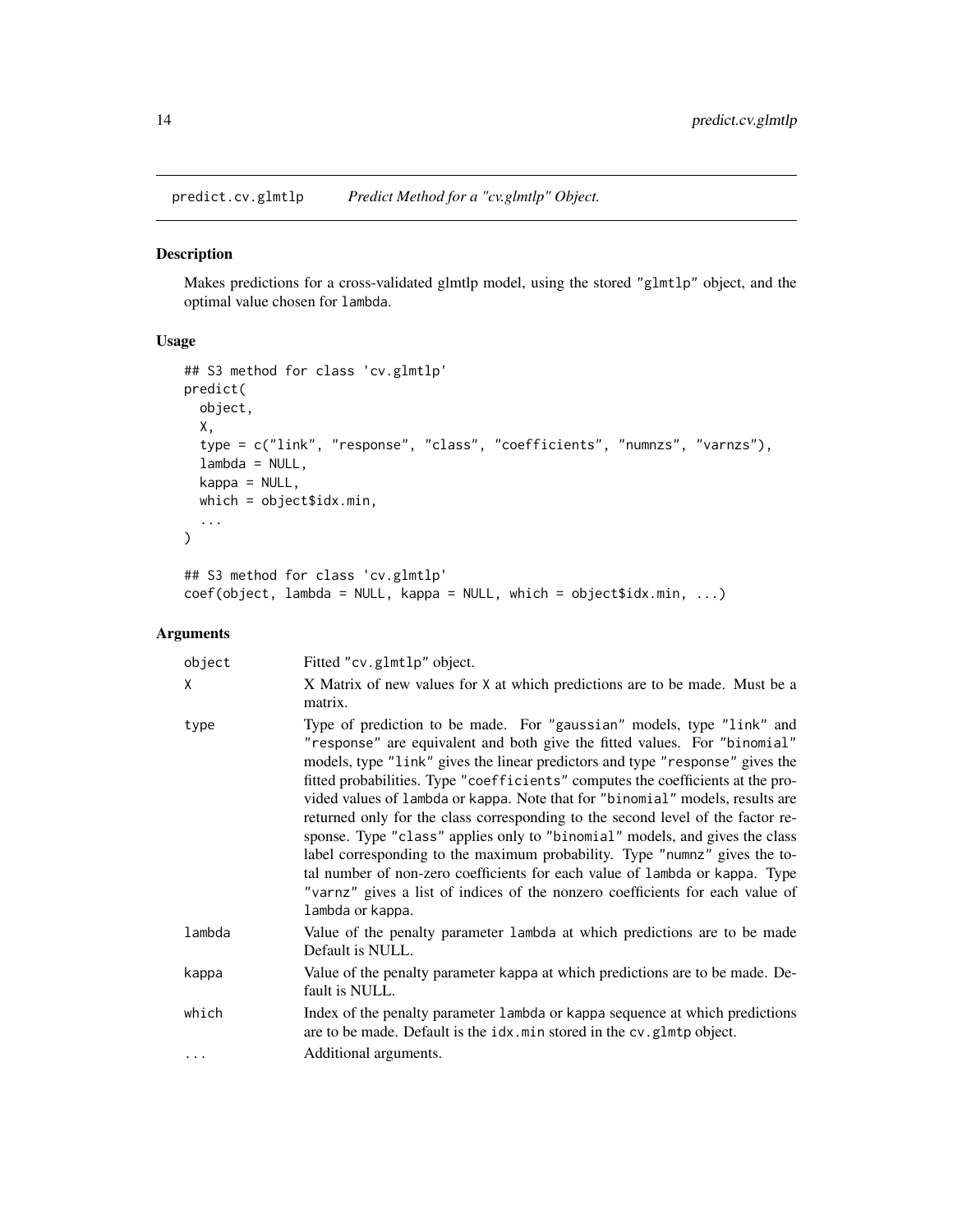# predict.cv.glmtlp — *Predict Method for a "cv.glmtlp" Object.*

## Description

Makes predictions for a cross-validated glmtlp model, using the stored "glmtlp" object, and the optimal value chosen for lambda.

## Usage

```
## S3 method for class 'cv.glmtlp'
predict(
  object,
  X,
  type = c("link", "response", "class", "coefficients", "numnzs", "varnzs"),
  lambda = NULL,
  kappa = NULL,
  which = object$idx.min,
  ...
)

## S3 method for class 'cv.glmtlp'
coef(object, lambda = NULL, kappa = NULL, which = object$idx.min, ...)
```

## Arguments

| | |
|---|---|
| object | Fitted "cv.glmtlp" object. |
| X | X Matrix of new values for X at which predictions are to be made. Must be a matrix. |
| type | Type of prediction to be made. For "gaussian" models, type "link" and "response" are equivalent and both give the fitted values. For "binomial" models, type "link" gives the linear predictors and type "response" gives the fitted probabilities. Type "coefficients" computes the coefficients at the provided values of lambda or kappa. Note that for "binomial" models, results are returned only for the class corresponding to the second level of the factor response. Type "class" applies only to "binomial" models, and gives the class label corresponding to the maximum probability. Type "numnz" gives the total number of non-zero coefficients for each value of lambda or kappa. Type "varnz" gives a list of indices of the nonzero coefficients for each value of lambda or kappa. |
| lambda | Value of the penalty parameter lambda at which predictions are to be made Default is NULL. |
| kappa | Value of the penalty parameter kappa at which predictions are to be made. Default is NULL. |
| which | Index of the penalty parameter lambda or kappa sequence at which predictions are to be made. Default is the idx.min stored in the cv.glmtp object. |
| ... | Additional arguments. |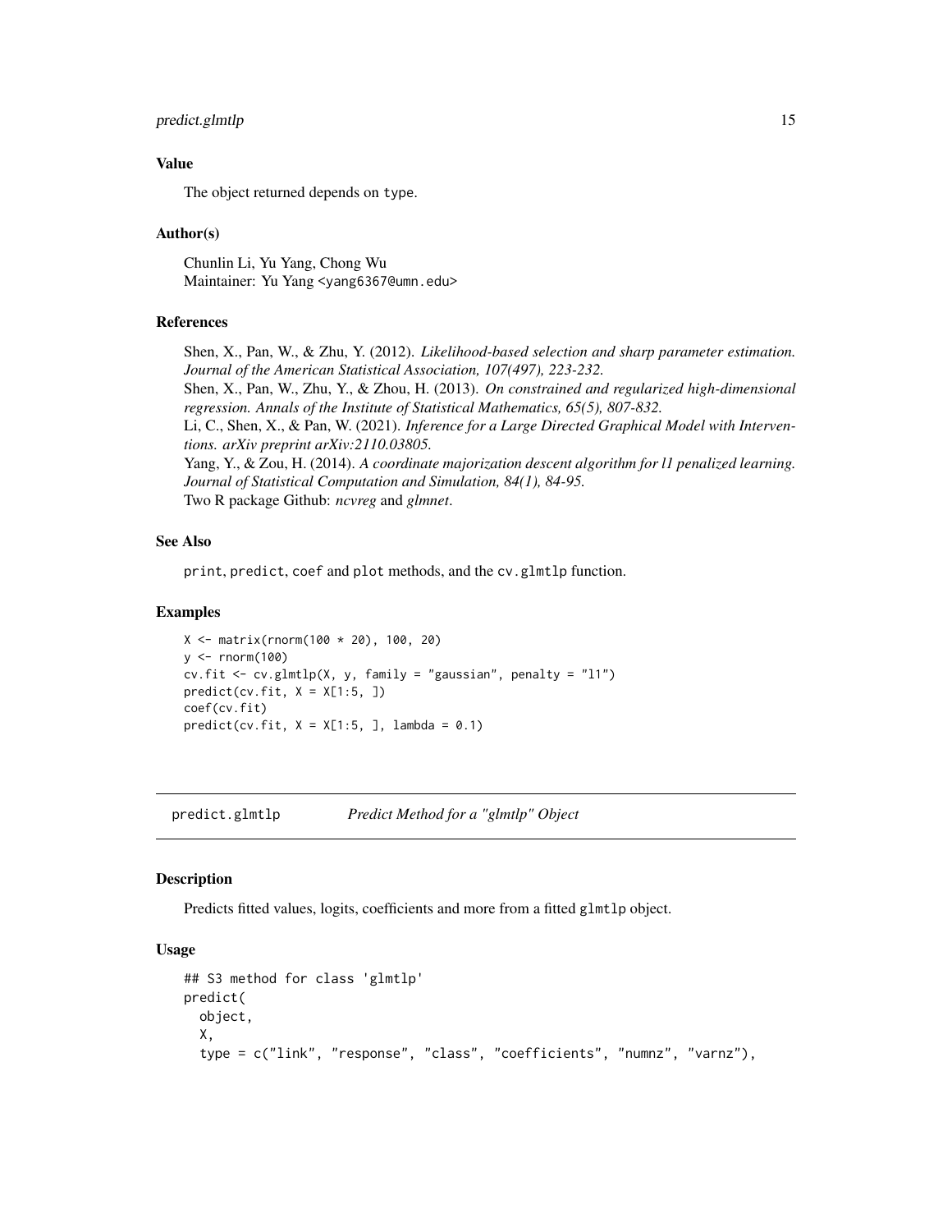### Value

The object returned depends on type.

### Author(s)

Chunlin Li, Yu Yang, Chong Wu
Maintainer: Yu Yang <yang6367@umn.edu>

### References

Shen, X., Pan, W., & Zhu, Y. (2012). *Likelihood-based selection and sharp parameter estimation. Journal of the American Statistical Association, 107(497), 223-232.*
Shen, X., Pan, W., Zhu, Y., & Zhou, H. (2013). *On constrained and regularized high-dimensional regression. Annals of the Institute of Statistical Mathematics, 65(5), 807-832.*
Li, C., Shen, X., & Pan, W. (2021). *Inference for a Large Directed Graphical Model with Interventions. arXiv preprint arXiv:2110.03805.*
Yang, Y., & Zou, H. (2014). *A coordinate majorization descent algorithm for l1 penalized learning. Journal of Statistical Computation and Simulation, 84(1), 84-95.*
Two R package Github: *ncvreg* and *glmnet*.

### See Also

print, predict, coef and plot methods, and the cv.glmtlp function.

### Examples

```
X <- matrix(rnorm(100 * 20), 100, 20)
y <- rnorm(100)
cv.fit <- cv.glmtlp(X, y, family = "gaussian", penalty = "l1")
predict(cv.fit, X = X[1:5, ])
coef(cv.fit)
predict(cv.fit, X = X[1:5, ], lambda = 0.1)
```

---

## predict.glmtlp — *Predict Method for a "glmtlp" Object*

### Description

Predicts fitted values, logits, coefficients and more from a fitted glmtlp object.

### Usage

```
## S3 method for class 'glmtlp'
predict(
  object,
  X,
  type = c("link", "response", "class", "coefficients", "numnz", "varnz"),
```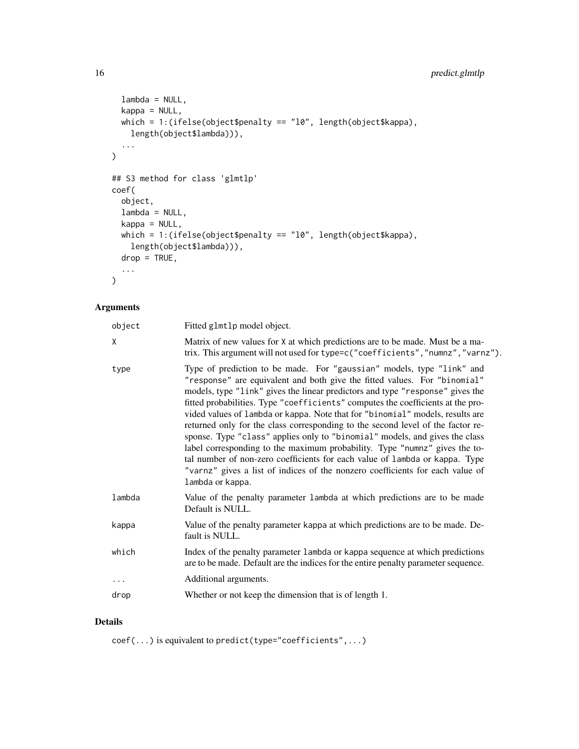```
  lambda = NULL,
  kappa = NULL,
  which = 1:(ifelse(object$penalty == "l0", length(object$kappa),
    length(object$lambda))),
  ...
)

## S3 method for class 'glmtlp'
coef(
  object,
  lambda = NULL,
  kappa = NULL,
  which = 1:(ifelse(object$penalty == "l0", length(object$kappa),
    length(object$lambda))),
  drop = TRUE,
  ...
)
```

## Arguments

| | |
|---|---|
| `object` | Fitted `glmtlp` model object. |
| `X` | Matrix of new values for `X` at which predictions are to be made. Must be a matrix. This argument will not used for `type=c("coefficients","numnz","varnz")`. |
| `type` | Type of prediction to be made. For `"gaussian"` models, type `"link"` and `"response"` are equivalent and both give the fitted values. For `"binomial"` models, type `"link"` gives the linear predictors and type `"response"` gives the fitted probabilities. Type `"coefficients"` computes the coefficients at the provided values of `lambda` or `kappa`. Note that for `"binomial"` models, results are returned only for the class corresponding to the second level of the factor response. Type `"class"` applies only to `"binomial"` models, and gives the class label corresponding to the maximum probability. Type `"numnz"` gives the total number of non-zero coefficients for each value of `lambda` or `kappa`. Type `"varnz"` gives a list of indices of the nonzero coefficients for each value of `lambda` or `kappa`. |
| `lambda` | Value of the penalty parameter `lambda` at which predictions are to be made Default is NULL. |
| `kappa` | Value of the penalty parameter `kappa` at which predictions are to be made. Default is NULL. |
| `which` | Index of the penalty parameter `lambda` or `kappa` sequence at which predictions are to be made. Default are the indices for the entire penalty parameter sequence. |
| `...` | Additional arguments. |
| `drop` | Whether or not keep the dimension that is of length 1. |

## Details

`coef(...)` is equivalent to `predict(type="coefficients",...)`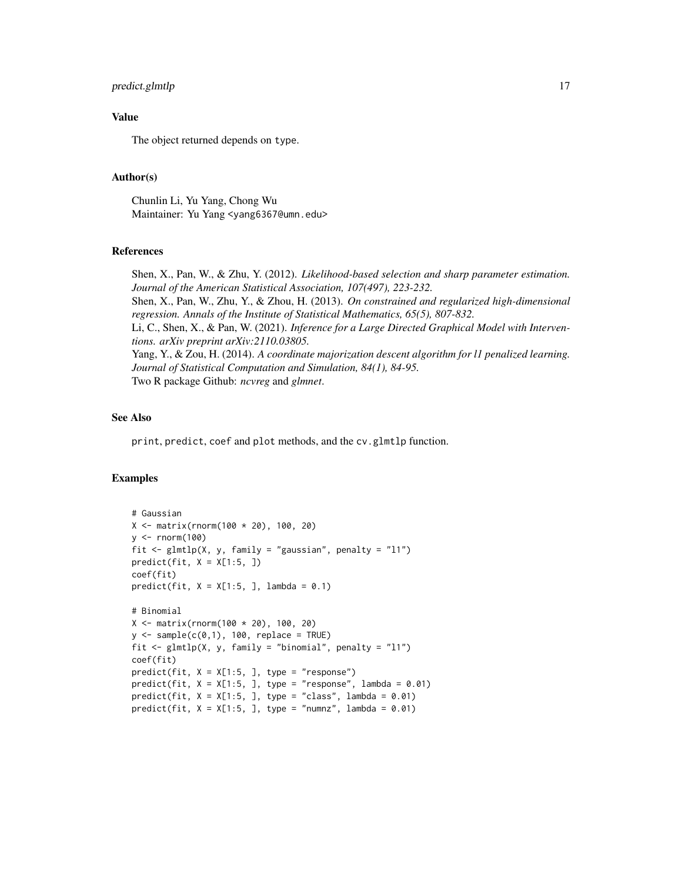### Value

The object returned depends on `type`.

### Author(s)

Chunlin Li, Yu Yang, Chong Wu
Maintainer: Yu Yang <yang6367@umn.edu>

### References

Shen, X., Pan, W., & Zhu, Y. (2012). *Likelihood-based selection and sharp parameter estimation. Journal of the American Statistical Association, 107(497), 223-232.*
Shen, X., Pan, W., Zhu, Y., & Zhou, H. (2013). *On constrained and regularized high-dimensional regression. Annals of the Institute of Statistical Mathematics, 65(5), 807-832.*
Li, C., Shen, X., & Pan, W. (2021). *Inference for a Large Directed Graphical Model with Interventions. arXiv preprint arXiv:2110.03805.*
Yang, Y., & Zou, H. (2014). *A coordinate majorization descent algorithm for l1 penalized learning. Journal of Statistical Computation and Simulation, 84(1), 84-95.*
Two R package Github: *ncvreg* and *glmnet*.

### See Also

`print`, `predict`, `coef` and `plot` methods, and the `cv.glmtlp` function.

### Examples

```
# Gaussian
X <- matrix(rnorm(100 * 20), 100, 20)
y <- rnorm(100)
fit <- glmtlp(X, y, family = "gaussian", penalty = "l1")
predict(fit, X = X[1:5, ])
coef(fit)
predict(fit, X = X[1:5, ], lambda = 0.1)

# Binomial
X <- matrix(rnorm(100 * 20), 100, 20)
y <- sample(c(0,1), 100, replace = TRUE)
fit <- glmtlp(X, y, family = "binomial", penalty = "l1")
coef(fit)
predict(fit, X = X[1:5, ], type = "response")
predict(fit, X = X[1:5, ], type = "response", lambda = 0.01)
predict(fit, X = X[1:5, ], type = "class", lambda = 0.01)
predict(fit, X = X[1:5, ], type = "numnz", lambda = 0.01)
```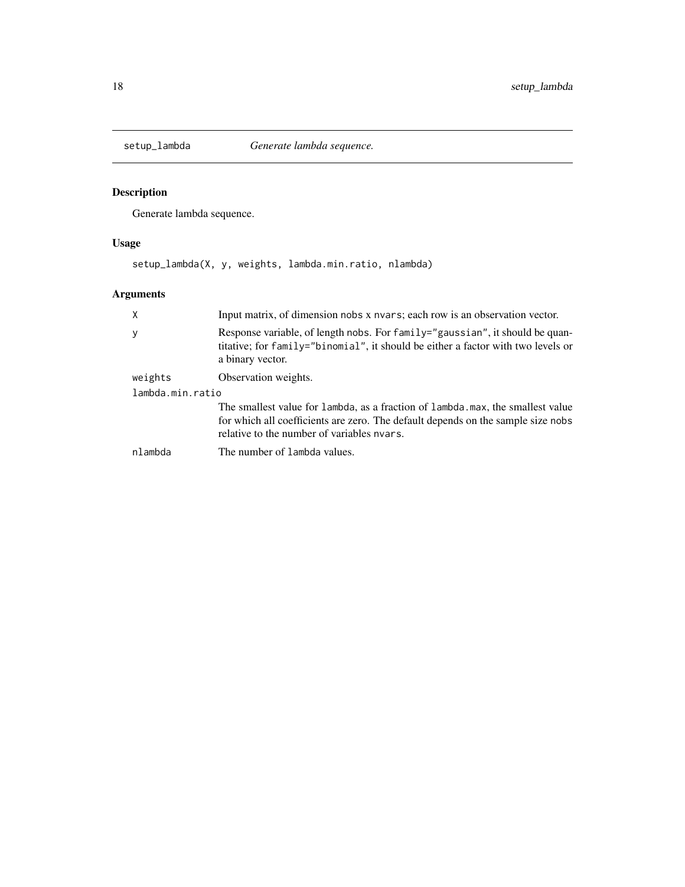# setup_lambda — *Generate lambda sequence.*

## Description

Generate lambda sequence.

## Usage

```
setup_lambda(X, y, weights, lambda.min.ratio, nlambda)
```

## Arguments

| Argument | Description |
| --- | --- |
| `X` | Input matrix, of dimension `nobs` x `nvars`; each row is an observation vector. |
| `y` | Response variable, of length `nobs`. For `family="gaussian"`, it should be quantitative; for `family="binomial"`, it should be either a factor with two levels or a binary vector. |
| `weights` | Observation weights. |
| `lambda.min.ratio` | The smallest value for `lambda`, as a fraction of `lambda.max`, the smallest value for which all coefficients are zero. The default depends on the sample size `nobs` relative to the number of variables `nvars`. |
| `nlambda` | The number of `lambda` values. |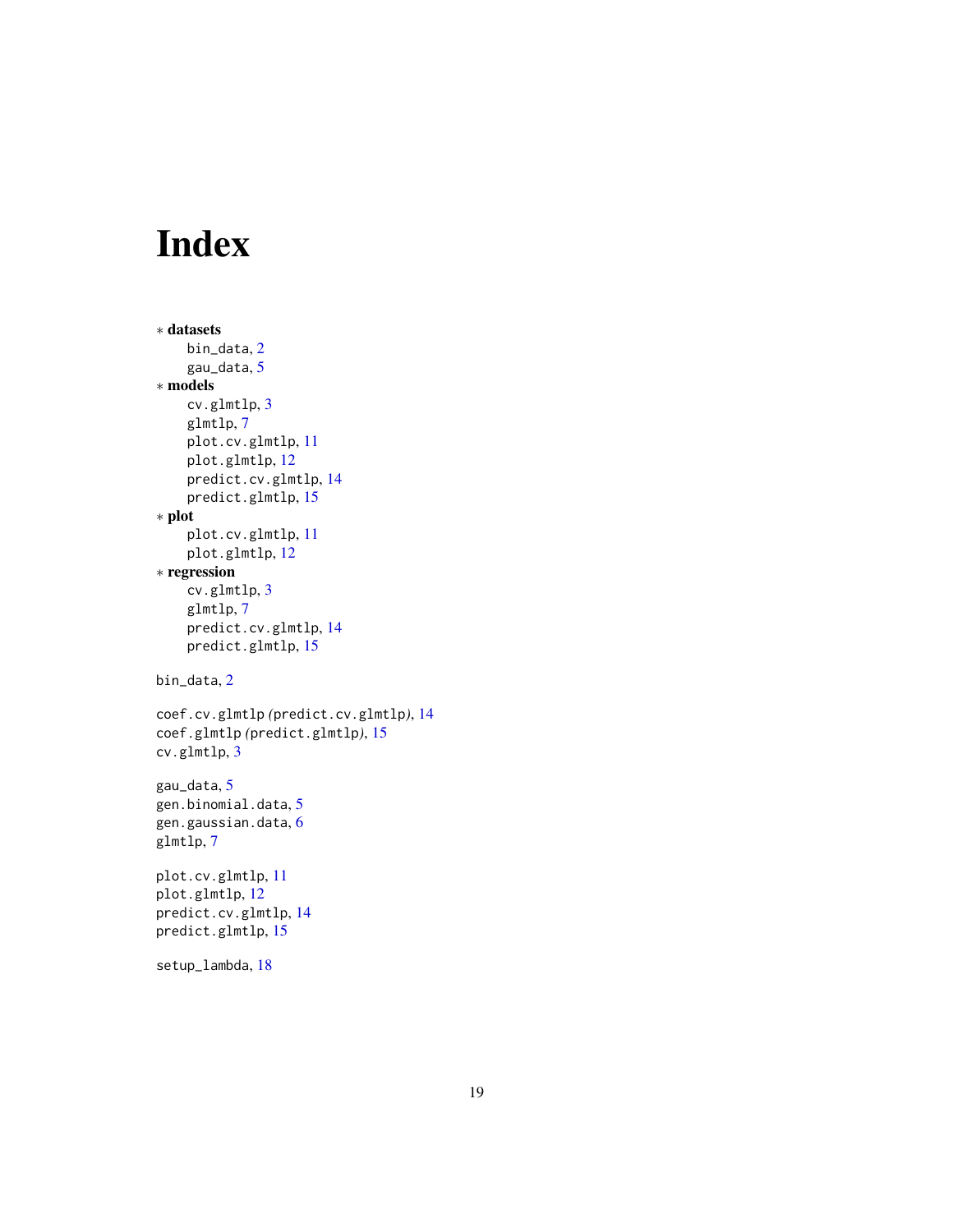# Index

∗ **datasets**
    bin_data, 2
    gau_data, 5
∗ **models**
    cv.glmtlp, 3
    glmtlp, 7
    plot.cv.glmtlp, 11
    plot.glmtlp, 12
    predict.cv.glmtlp, 14
    predict.glmtlp, 15
∗ **plot**
    plot.cv.glmtlp, 11
    plot.glmtlp, 12
∗ **regression**
    cv.glmtlp, 3
    glmtlp, 7
    predict.cv.glmtlp, 14
    predict.glmtlp, 15

bin_data, 2

coef.cv.glmtlp *(*predict.cv.glmtlp*)*, 14
coef.glmtlp *(*predict.glmtlp*)*, 15
cv.glmtlp, 3

gau_data, 5
gen.binomial.data, 5
gen.gaussian.data, 6
glmtlp, 7

plot.cv.glmtlp, 11
plot.glmtlp, 12
predict.cv.glmtlp, 14
predict.glmtlp, 15

setup_lambda, 18